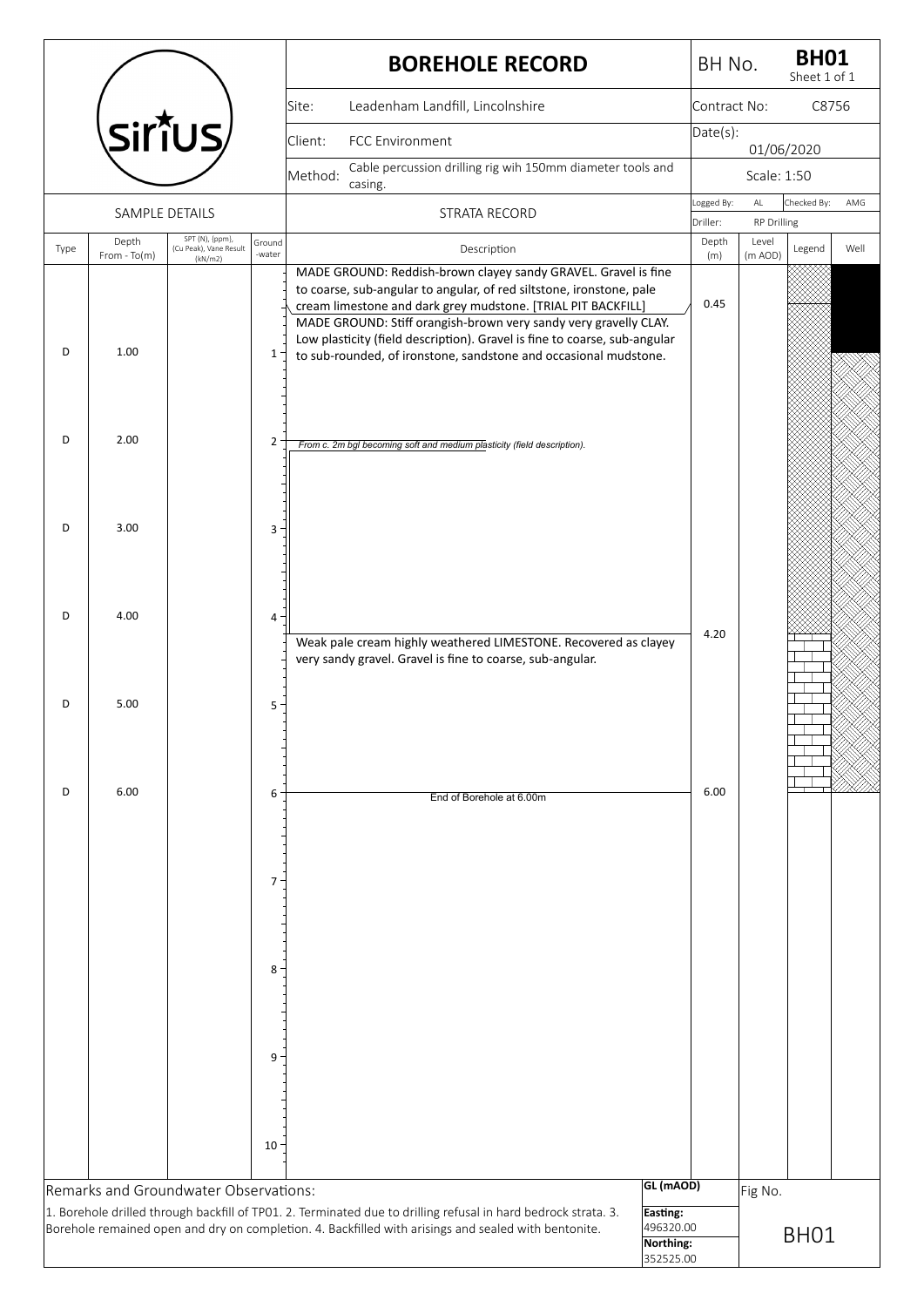# BOREHOLE RECORD

**BH No.** BH01 (Sheet 1 of 1)

| | |
|---|---|
| Site: | Leadenham Landfill, Lincolnshire |
| Client: | FCC Environment |
| Method: | Cable percussion drilling rig wih 150mm diameter tools and casing. |
| Contract No: | C8756 |
| Date(s): | 01/06/2020 |
| Scale: | 1:50 |
| Logged By: | AL |
| Checked By: | AMG |
| Driller: | RP Drilling |

## SAMPLE DETAILS / STRATA RECORD

| Type | Depth From - To(m) | SPT (N), (ppm), (Cu Peak), Vane Result (kN/m2) | Ground-water | Description | Depth (m) | Level (m AOD) | Legend | Well |
|---|---|---|---|---|---|---|---|---|
| | | | | MADE GROUND: Reddish-brown clayey sandy GRAVEL. Gravel is fine to coarse, sub-angular to angular, of red siltstone, ironstone, pale cream limestone and dark grey mudstone. [TRIAL PIT BACKFILL] | 0.45 | | | |
| D | 1.00 | | | MADE GROUND: Stiff orangish-brown very sandy very gravelly CLAY. Low plasticity (field description). Gravel is fine to coarse, sub-angular to sub-rounded, of ironstone, sandstone and occasional mudstone. | | | | |
| D | 2.00 | | | *From c. 2m bgl becoming soft and medium plasticity (field description).* | | | | |
| D | 3.00 | | | | | | | |
| D | 4.00 | | | | 4.20 | | | |
| D | 5.00 | | | Weak pale cream highly weathered LIMESTONE. Recovered as clayey very sandy gravel. Gravel is fine to coarse, sub-angular. | | | | |
| D | 6.00 | | | End of Borehole at 6.00m | 6.00 | | | |

## Remarks and Groundwater Observations:

1. Borehole drilled through backfill of TP01. 2. Terminated due to drilling refusal in hard bedrock strata. 3. Borehole remained open and dry on completion. 4. Backfilled with arisings and sealed with bentonite.

**GL (mAOD)**

**Easting:** 496320.00

**Northing:** 352525.00

**Fig No.** BH01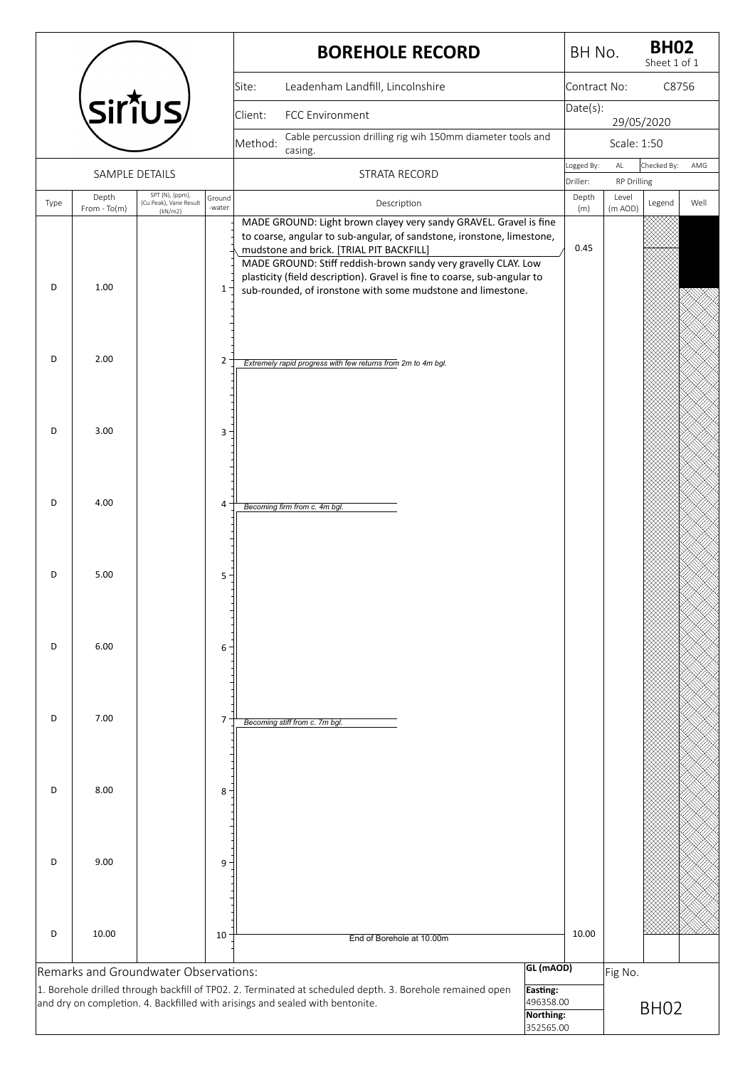# BOREHOLE RECORD

| | |
|---|---|
| BH No. | **BH02** Sheet 1 of 1 |
| Site: | Leadenham Landfill, Lincolnshire |
| Contract No: | C8756 |
| Client: | FCC Environment |
| Date(s): | 29/05/2020 |
| Method: | Cable percussion drilling rig wih 150mm diameter tools and casing. |
| Scale: | 1:50 |
| Logged By: | AL |
| Checked By: | AMG |
| Driller: | RP Drilling |

| Type | Depth From - To(m) | SPT (N), (ppm), (Cu Peak), Vane Result (kN/m2) | Ground-water | Description | Depth (m) | Level (m AOD) | Legend | Well |
|---|---|---|---|---|---|---|---|---|
| | | | | MADE GROUND: Light brown clayey very sandy GRAVEL. Gravel is fine to coarse, angular to sub-angular, of sandstone, ironstone, limestone, mudstone and brick. [TRIAL PIT BACKFILL] | 0.45 | | | |
| D | 1.00 | | | MADE GROUND: Stiff reddish-brown sandy very gravelly CLAY. Low plasticity (field description). Gravel is fine to coarse, sub-angular to sub-rounded, of ironstone with some mudstone and limestone. | | | | |
| D | 2.00 | | | *Extremely rapid progress with few returns from 2m to 4m bgl.* | | | | |
| D | 3.00 | | | | | | | |
| D | 4.00 | | | *Becoming firm from c. 4m bgl.* | | | | |
| D | 5.00 | | | | | | | |
| D | 6.00 | | | | | | | |
| D | 7.00 | | | *Becoming stiff from c. 7m bgl.* | | | | |
| D | 8.00 | | | | | | | |
| D | 9.00 | | | | | | | |
| D | 10.00 | | | End of Borehole at 10.00m | 10.00 | | | |

**Remarks and Groundwater Observations:**

1. Borehole drilled through backfill of TP02. 2. Terminated at scheduled depth. 3. Borehole remained open and dry on completion. 4. Backfilled with arisings and sealed with bentonite.

| | |
|---|---|
| **GL (mAOD)** | |
| **Easting:** | 496358.00 |
| **Northing:** | 352565.00 |
| Fig No. | BH02 |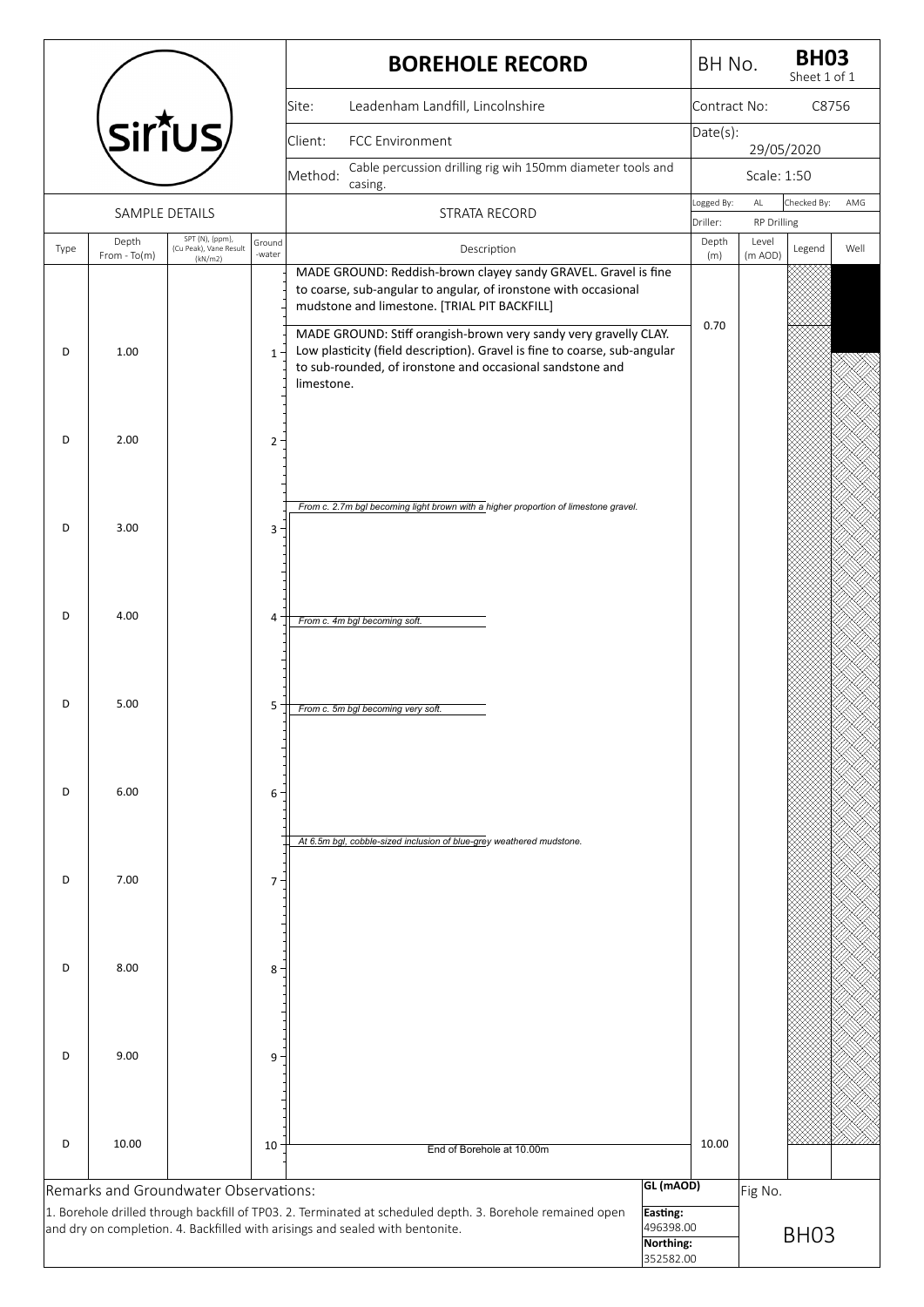# BOREHOLE RECORD

| | |
|---|---|
| BH No. | **BH03** Sheet 1 of 1 |
| Site: | Leadenham Landfill, Lincolnshire |
| Client: | FCC Environment |
| Method: | Cable percussion drilling rig wih 150mm diameter tools and casing. |
| Contract No: | C8756 |
| Date(s): | 29/05/2020 |
| Scale: | 1:50 |
| Logged By: | AL |
| Checked By: | AMG |
| Driller: | RP Drilling |

## SAMPLE DETAILS / STRATA RECORD

| Type | Depth From - To(m) | SPT (N), (ppm), (Cu Peak), Vane Result (kN/m2) | Groundwater | Description | Depth (m) | Level (m AOD) | Legend | Well |
|---|---|---|---|---|---|---|---|---|
| | | | | MADE GROUND: Reddish-brown clayey sandy GRAVEL. Gravel is fine to coarse, sub-angular to angular, of ironstone with occasional mudstone and limestone. [TRIAL PIT BACKFILL] | 0.70 | | | |
| D | 1.00 | | | MADE GROUND: Stiff orangish-brown very sandy very gravelly CLAY. Low plasticity (field description). Gravel is fine to coarse, sub-angular to sub-rounded, of ironstone and occasional sandstone and limestone. | | | | |
| D | 2.00 | | | | | | | |
| | | | | *From c. 2.7m bgl becoming light brown with a higher proportion of limestone gravel.* | | | | |
| D | 3.00 | | | | | | | |
| D | 4.00 | | | *From c. 4m bgl becoming soft.* | | | | |
| D | 5.00 | | | *From c. 5m bgl becoming very soft.* | | | | |
| D | 6.00 | | | | | | | |
| | | | | *At 6.5m bgl, cobble-sized inclusion of blue-grey weathered mudstone.* | | | | |
| D | 7.00 | | | | | | | |
| D | 8.00 | | | | | | | |
| D | 9.00 | | | | | | | |
| D | 10.00 | | | End of Borehole at 10.00m | 10.00 | | | |

## Remarks and Groundwater Observations:

1. Borehole drilled through backfill of TP03. 2. Terminated at scheduled depth. 3. Borehole remained open and dry on completion. 4. Backfilled with arisings and sealed with bentonite.

| | |
|---|---|
| **GL (mAOD)** | |
| **Easting:** | 496398.00 |
| **Northing:** | 352582.00 |
| Fig No. | BH03 |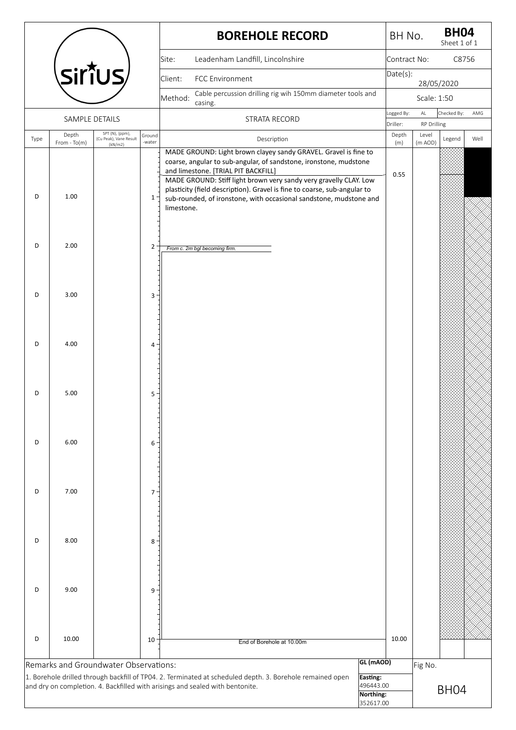# BOREHOLE RECORD

| | |
|---|---|
| BH No. | **BH04** Sheet 1 of 1 |
| Site: | Leadenham Landfill, Lincolnshire |
| Contract No: | C8756 |
| Client: | FCC Environment |
| Date(s): | 28/05/2020 |
| Method: | Cable percussion drilling rig wih 150mm diameter tools and casing. |
| Scale: | 1:50 |
| Logged By: | AL |
| Checked By: | AMG |
| Driller: | RP Drilling |

| Type | Depth From - To(m) | SPT (N), (ppm), (Cu Peak), Vane Result (kN/m2) | Ground-water | Description | Depth (m) | Level (m AOD) | Legend | Well |
|---|---|---|---|---|---|---|---|---|
| | | | | MADE GROUND: Light brown clayey sandy GRAVEL. Gravel is fine to coarse, angular to sub-angular, of sandstone, ironstone, mudstone and limestone. [TRIAL PIT BACKFILL] | 0.55 | | | |
| D | 1.00 | | | MADE GROUND: Stiff light brown very sandy very gravelly CLAY. Low plasticity (field description). Gravel is fine to coarse, sub-angular to sub-rounded, of ironstone, with occasional sandstone, mudstone and limestone. | | | | |
| D | 2.00 | | | *From c. 2m bgl becoming firm.* | | | | |
| D | 3.00 | | | | | | | |
| D | 4.00 | | | | | | | |
| D | 5.00 | | | | | | | |
| D | 6.00 | | | | | | | |
| D | 7.00 | | | | | | | |
| D | 8.00 | | | | | | | |
| D | 9.00 | | | | | | | |
| D | 10.00 | | | End of Borehole at 10.00m | 10.00 | | | |

Remarks and Groundwater Observations:

1. Borehole drilled through backfill of TP04. 2. Terminated at scheduled depth. 3. Borehole remained open and dry on completion. 4. Backfilled with arisings and sealed with bentonite.

GL (mAOD)

Easting: 496443.00

Northing: 352617.00

Fig No. BH04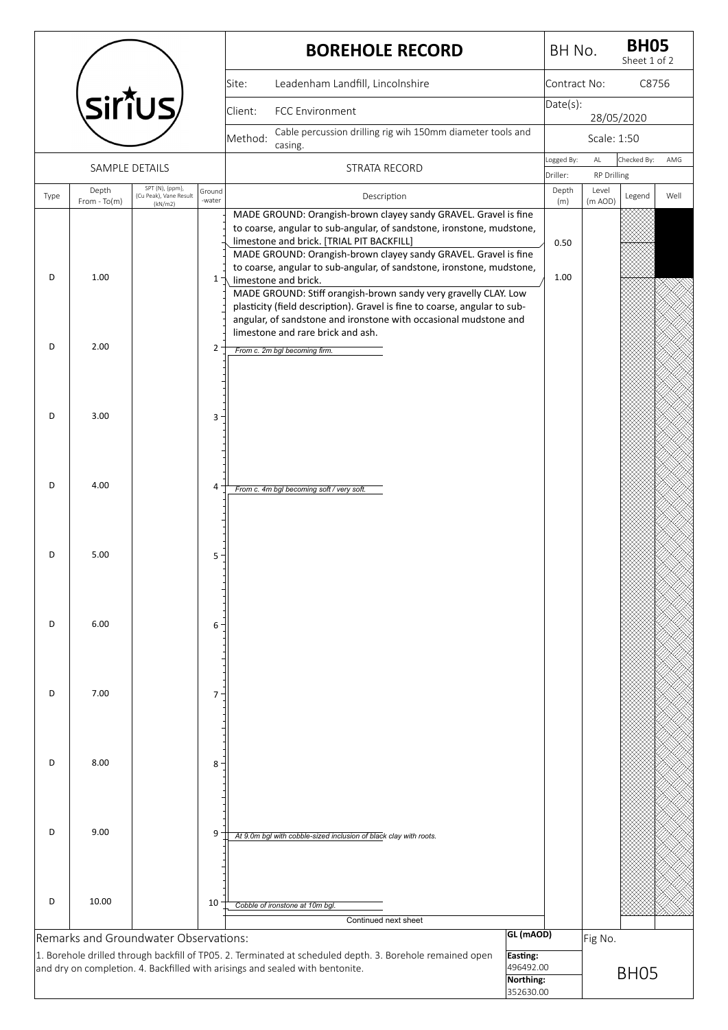# BOREHOLE RECORD

| | |
|---|---|
| BH No. | **BH05** Sheet 1 of 2 |
| Site: | Leadenham Landfill, Lincolnshire |
| Contract No: | C8756 |
| Client: | FCC Environment |
| Date(s): | 28/05/2020 |
| Method: | Cable percussion drilling rig wih 150mm diameter tools and casing. |
| Scale: | 1:50 |
| Logged By: | AL |
| Checked By: | AMG |
| Driller: | RP Drilling |

## SAMPLE DETAILS / STRATA RECORD

| Type | Depth From - To(m) | SPT (N), (ppm), (Cu Peak), Vane Result (kN/m2) | Groundwater | Description | Depth (m) | Level (m AOD) | Legend | Well |
|---|---|---|---|---|---|---|---|---|
| | | | | MADE GROUND: Orangish-brown clayey sandy GRAVEL. Gravel is fine to coarse, angular to sub-angular, of sandstone, ironstone, mudstone, limestone and brick. [TRIAL PIT BACKFILL] | 0.50 | | | |
| D | 1.00 | | | MADE GROUND: Orangish-brown clayey sandy GRAVEL. Gravel is fine to coarse, angular to sub-angular, of sandstone, ironstone, mudstone, limestone and brick. | 1.00 | | | |
| | | | | MADE GROUND: Stiff orangish-brown sandy very gravelly CLAY. Low plasticity (field description). Gravel is fine to coarse, angular to sub-angular, of sandstone and ironstone with occasional mudstone and limestone and rare brick and ash. | | | | |
| D | 2.00 | | | *From c. 2m bgl becoming firm.* | | | | |
| D | 3.00 | | | | | | | |
| D | 4.00 | | | *From c. 4m bgl becoming soft / very soft.* | | | | |
| D | 5.00 | | | | | | | |
| D | 6.00 | | | | | | | |
| D | 7.00 | | | | | | | |
| D | 8.00 | | | | | | | |
| D | 9.00 | | | *At 9.0m bgl with cobble-sized inclusion of black clay with roots.* | | | | |
| D | 10.00 | | | *Cobble of ironstone at 10m bgl.* | | | | |

Continued next sheet

## Remarks and Groundwater Observations:

1. Borehole drilled through backfill of TP05. 2. Terminated at scheduled depth. 3. Borehole remained open and dry on completion. 4. Backfilled with arisings and sealed with bentonite.

| | |
|---|---|
| GL (mAOD) | |
| Easting: | 496492.00 |
| Northing: | 352630.00 |
| Fig No. | BH05 |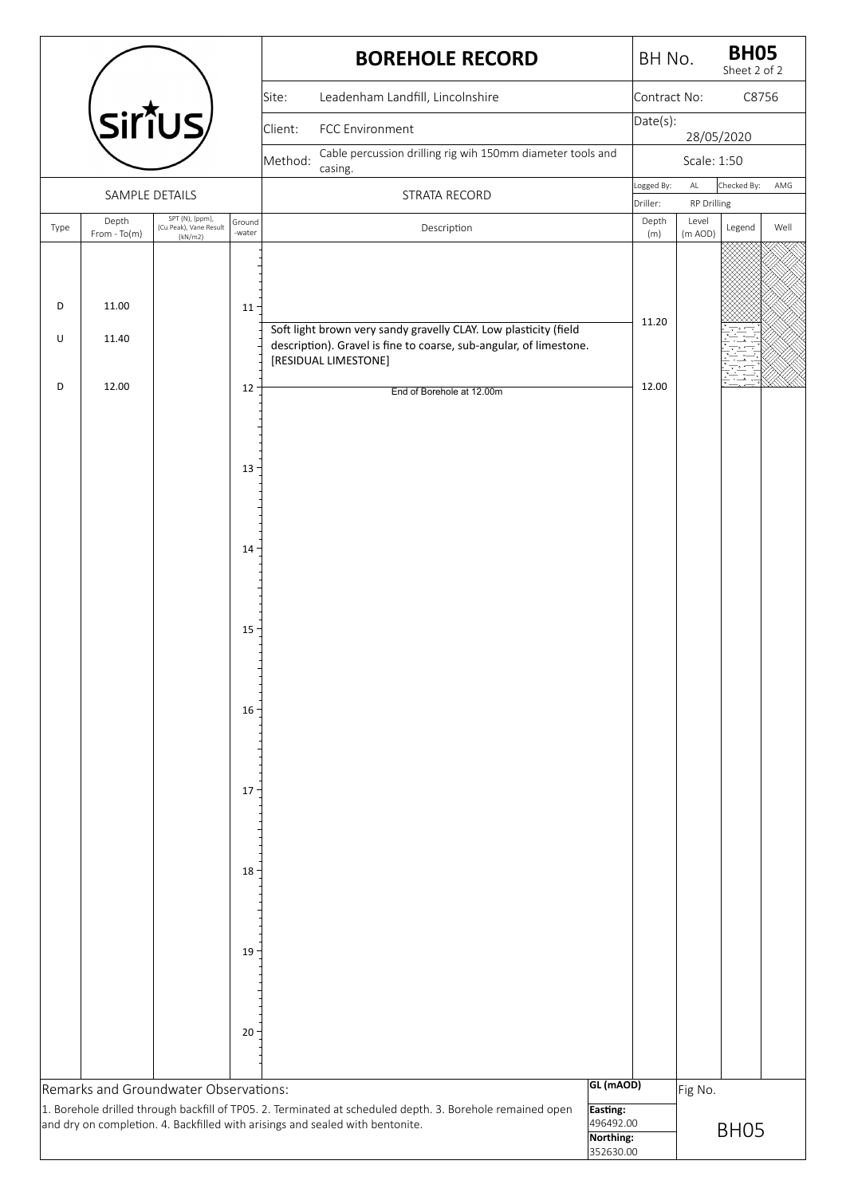# BOREHOLE RECORD

| | |
|---|---|
| BH No. | **BH05** Sheet 2 of 2 |
| Site: | Leadenham Landfill, Lincolnshire |
| Contract No: | C8756 |
| Client: | FCC Environment |
| Date(s): | 28/05/2020 |
| Method: | Cable percussion drilling rig wih 150mm diameter tools and casing. |
| Scale: | 1:50 |
| Logged By: | AL |
| Checked By: | AMG |
| Driller: | RP Drilling |

| Type | Depth From - To(m) | SPT (N), (ppm), (Cu Peak), Vane Result (kN/m2) | Ground-water | Description | Depth (m) | Level (m AOD) | Legend | Well |
|---|---|---|---|---|---|---|---|---|
| D | 11.00 | | | | | | | |
| U | 11.40 | | | Soft light brown very sandy gravelly CLAY. Low plasticity (field description). Gravel is fine to coarse, sub-angular, of limestone. [RESIDUAL LIMESTONE] | 11.20 | | | |
| D | 12.00 | | | End of Borehole at 12.00m | 12.00 | | | |

## Remarks and Groundwater Observations:

1. Borehole drilled through backfill of TP05. 2. Terminated at scheduled depth. 3. Borehole remained open and dry on completion. 4. Backfilled with arisings and sealed with bentonite.

**GL (mAOD)**

**Easting:** 496492.00

**Northing:** 352630.00

Fig No. BH05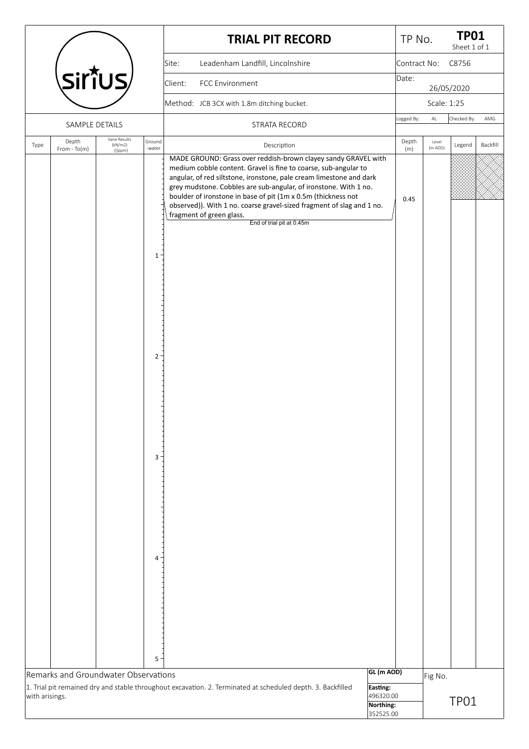# TRIAL PIT RECORD

| | |
|---|---|
| TP No. | **TP01** Sheet 1 of 1 |
| Site: | Leadenham Landfill, Lincolnshire |
| Contract No: | C8756 |
| Client: | FCC Environment |
| Date: | 26/05/2020 |
| Method: | JCB 3CX with 1.8m ditching bucket. |
| Scale: | 1:25 |
| Logged By: | AL |
| Checked By: | AMG |

## SAMPLE DETAILS / STRATA RECORD

| Type | Depth From - To(m) | Vane Results (kN/m2) (ppm) | Groundwater | Description | Depth (m) | Level (m AOD) | Legend | Backfill |
|---|---|---|---|---|---|---|---|---|
| | | | | MADE GROUND: Grass over reddish-brown clayey sandy GRAVEL with medium cobble content. Gravel is fine to coarse, sub-angular to angular, of red siltstone, ironstone, pale cream limestone and dark grey mudstone. Cobbles are sub-angular, of ironstone. With 1 no. boulder of ironstone in base of pit (1m x 0.5m (thickness not observed)). With 1 no. coarse gravel-sized fragment of slag and 1 no. fragment of green glass. | 0.45 | | | |
| | | | | End of trial pit at 0.45m | | | | |

## Remarks and Groundwater Observations

1. Trial pit remained dry and stable throughout excavation. 2. Terminated at scheduled depth. 3. Backfilled with arisings.

| | |
|---|---|
| GL (m AOD) | |
| Easting: | 496320.00 |
| Northing: | 352525.00 |
| Fig No. | TP01 |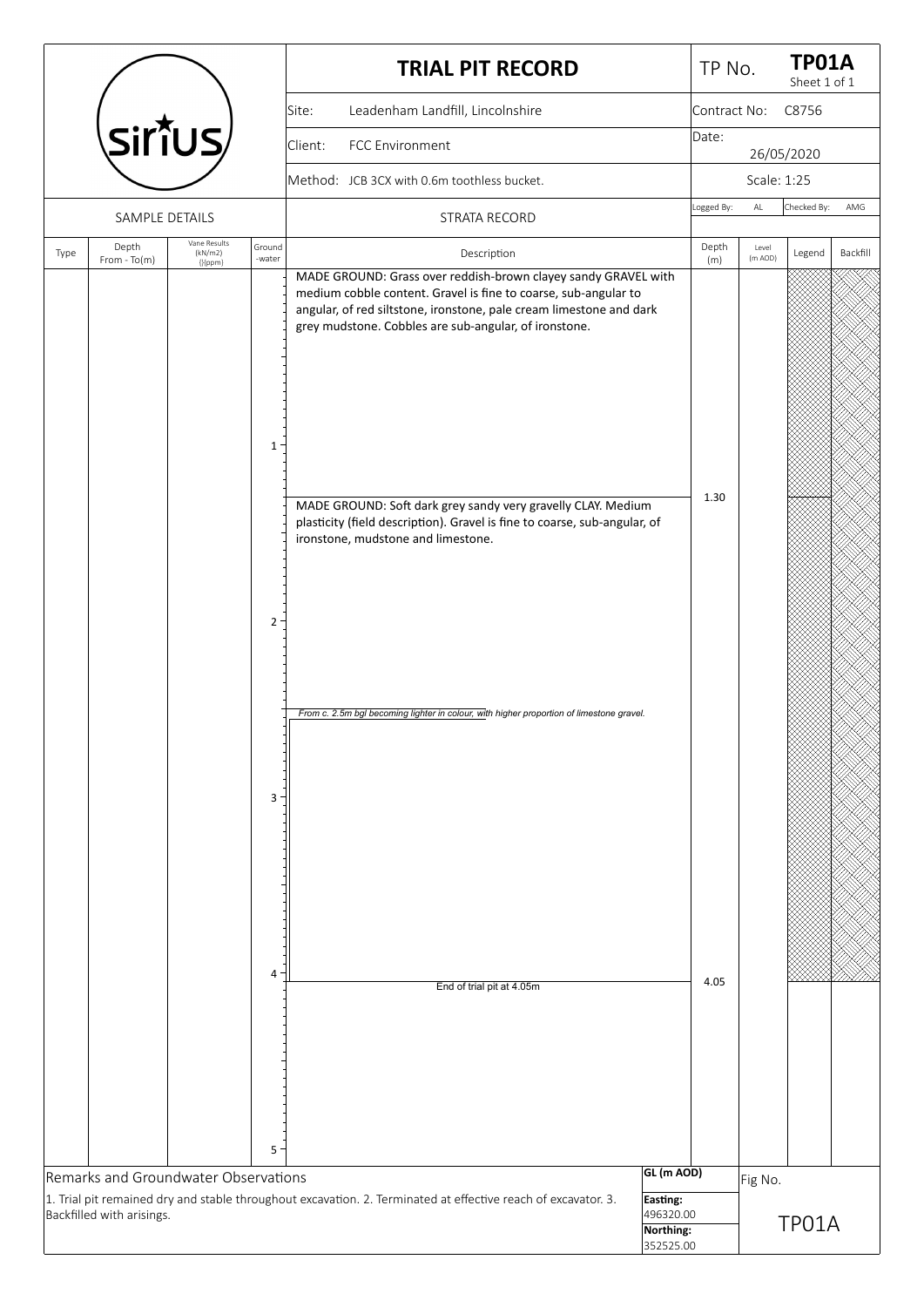# TRIAL PIT RECORD

**TP No.** TP01A (Sheet 1 of 1)

| | |
|---|---|
| Site: | Leadenham Landfill, Lincolnshire |
| Client: | FCC Environment |
| Method: | JCB 3CX with 0.6m toothless bucket. |
| Contract No: | C8756 |
| Date: | 26/05/2020 |
| Scale: | 1:25 |
| Logged By: | AL |
| Checked By: | AMG |

## SAMPLE DETAILS / STRATA RECORD

| Type | Depth From - To(m) | Vane Results (kN/m2) (ppm) | Groundwater | Description | Depth (m) | Level (m AOD) | Legend | Backfill |
|---|---|---|---|---|---|---|---|---|
| | | | | MADE GROUND: Grass over reddish-brown clayey sandy GRAVEL with medium cobble content. Gravel is fine to coarse, sub-angular to angular, of red siltstone, ironstone, pale cream limestone and dark grey mudstone. Cobbles are sub-angular, of ironstone. | 1.30 | | | |
| | | | | MADE GROUND: Soft dark grey sandy very gravelly CLAY. Medium plasticity (field description). Gravel is fine to coarse, sub-angular, of ironstone, mudstone and limestone. *From c. 2.5m bgl becoming lighter in colour, with higher proportion of limestone gravel.* | 4.05 | | | |
| | | | | End of trial pit at 4.05m | | | | |

## Remarks and Groundwater Observations

1. Trial pit remained dry and stable throughout excavation. 2. Terminated at effective reach of excavator. 3. Backfilled with arisings.

**GL (m AOD)**

**Easting:** 496320.00

**Northing:** 352525.00

Fig No. TP01A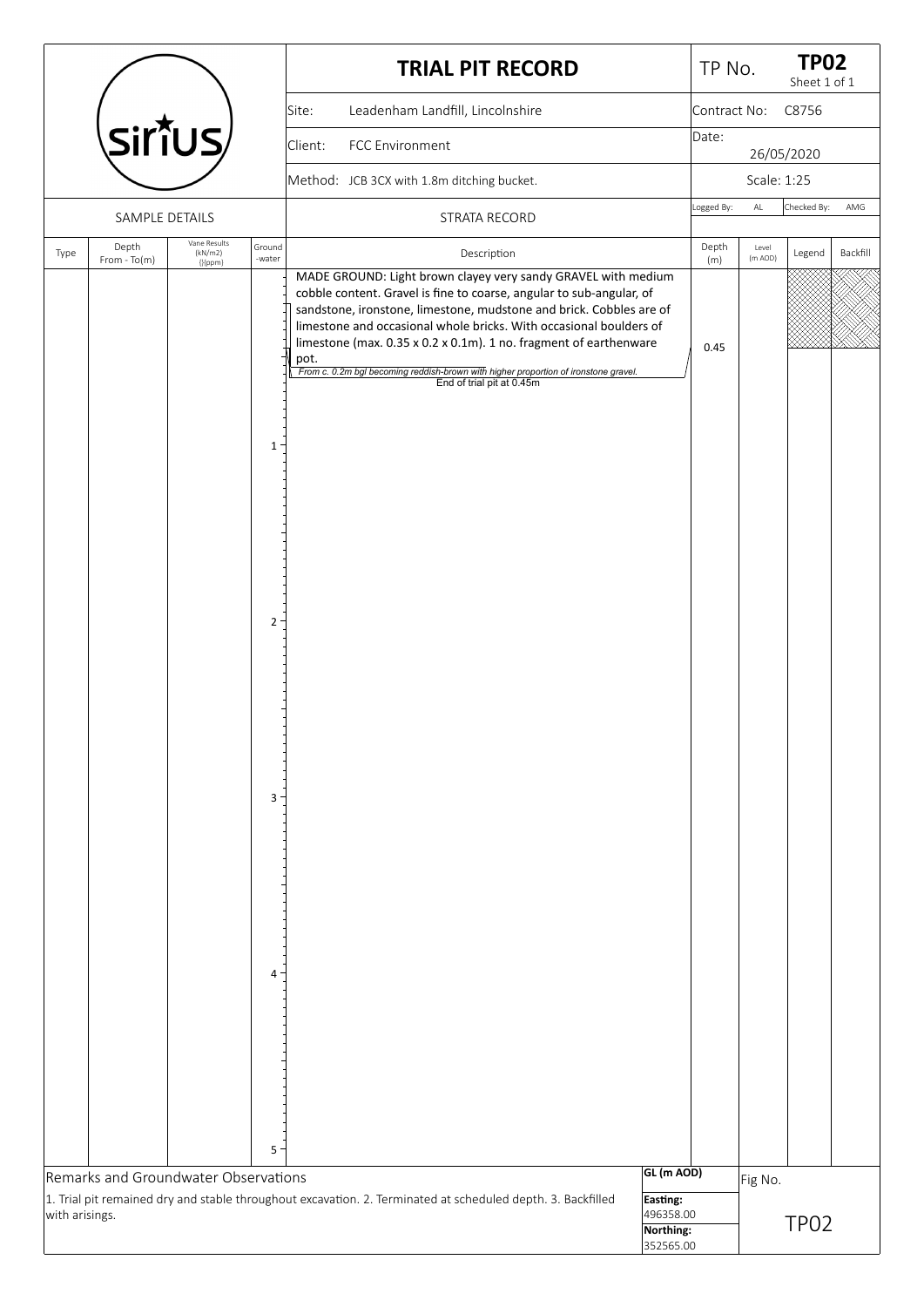# TRIAL PIT RECORD

**TP No.** TP02 — Sheet 1 of 1

| | |
|---|---|
| Site: | Leadenham Landfill, Lincolnshire |
| Client: | FCC Environment |
| Method: | JCB 3CX with 1.8m ditching bucket. |
| Contract No: | C8756 |
| Date: | 26/05/2020 |
| Scale: | 1:25 |
| Logged By: | AL |
| Checked By: | AMG |

## SAMPLE DETAILS / STRATA RECORD

| Type | Depth From - To(m) | Vane Results (kN/m2) (Hppm) | Groundwater | Description | Depth (m) | Level (m AOD) | Legend | Backfill |
|---|---|---|---|---|---|---|---|---|
| | | | | MADE GROUND: Light brown clayey very sandy GRAVEL with medium cobble content. Gravel is fine to coarse, angular to sub-angular, of sandstone, ironstone, limestone, mudstone and brick. Cobbles are of limestone and occasional whole bricks. With occasional boulders of limestone (max. 0.35 x 0.2 x 0.1m). 1 no. fragment of earthenware pot. *From c. 0.2m bgl becoming reddish-brown with higher proportion of ironstone gravel.* | 0.45 | | | |
| | | | | End of trial pit at 0.45m | | | | |

## Remarks and Groundwater Observations

1. Trial pit remained dry and stable throughout excavation. 2. Terminated at scheduled depth. 3. Backfilled with arisings.

**GL (m AOD)**

**Easting:** 496358.00

**Northing:** 352565.00

Fig No. TP02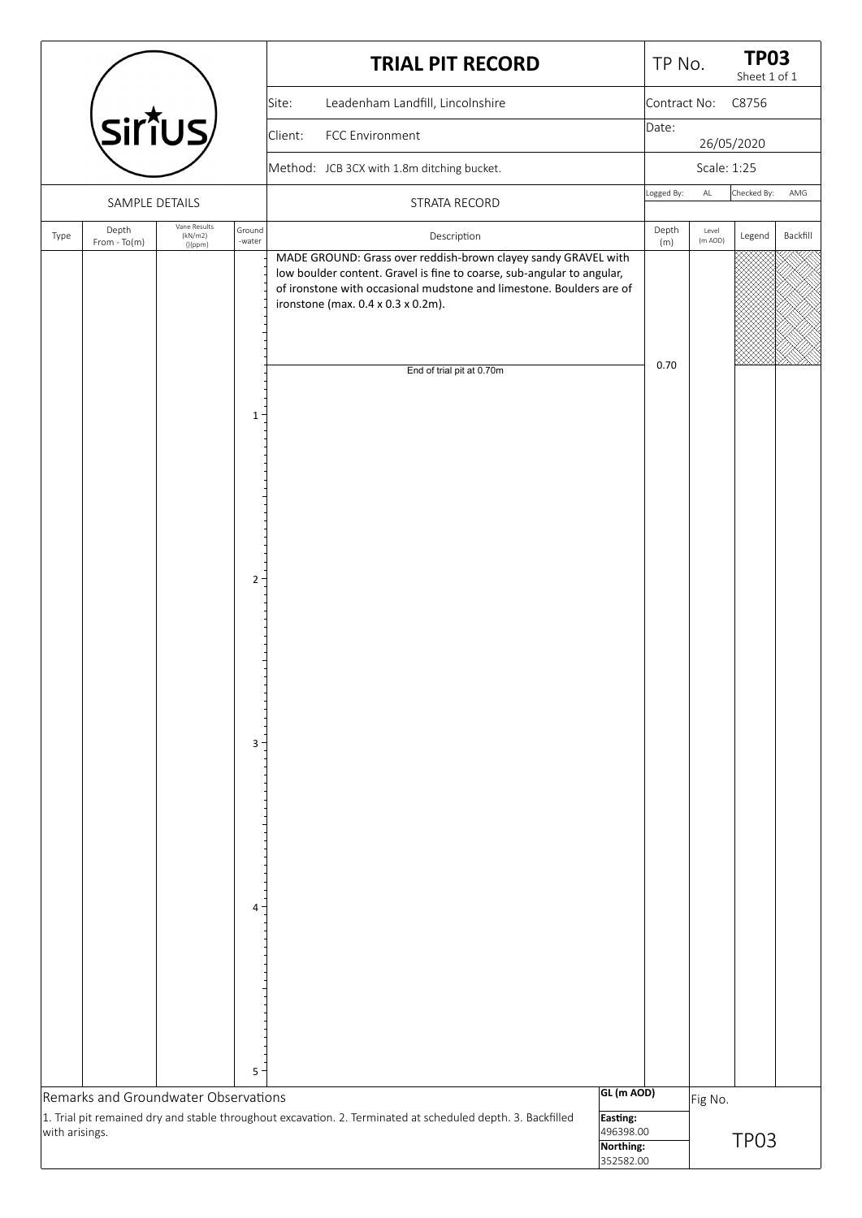# TRIAL PIT RECORD

**TP No. TP03** Sheet 1 of 1

| | |
|---|---|
| Site: | Leadenham Landfill, Lincolnshire |
| Client: | FCC Environment |
| Method: | JCB 3CX with 1.8m ditching bucket. |
| Contract No: | C8756 |
| Date: | 26/05/2020 |
| Scale: | 1:25 |
| Logged By: | AL |
| Checked By: | AMG |

## SAMPLE DETAILS / STRATA RECORD

| Type | Depth From - To(m) | Vane Results (kN/m2) (ppm) | Groundwater | Description | Depth (m) | Level (m AOD) | Legend | Backfill |
|---|---|---|---|---|---|---|---|---|
| | | | | MADE GROUND: Grass over reddish-brown clayey sandy GRAVEL with low boulder content. Gravel is fine to coarse, sub-angular to angular, of ironstone with occasional mudstone and limestone. Boulders are of ironstone (max. 0.4 x 0.3 x 0.2m). | 0.70 | | | |
| | | | | End of trial pit at 0.70m | | | | |

## Remarks and Groundwater Observations

1. Trial pit remained dry and stable throughout excavation. 2. Terminated at scheduled depth. 3. Backfilled with arisings.

**GL (m AOD)**

**Easting:** 496398.00

**Northing:** 352582.00

Fig No. TP03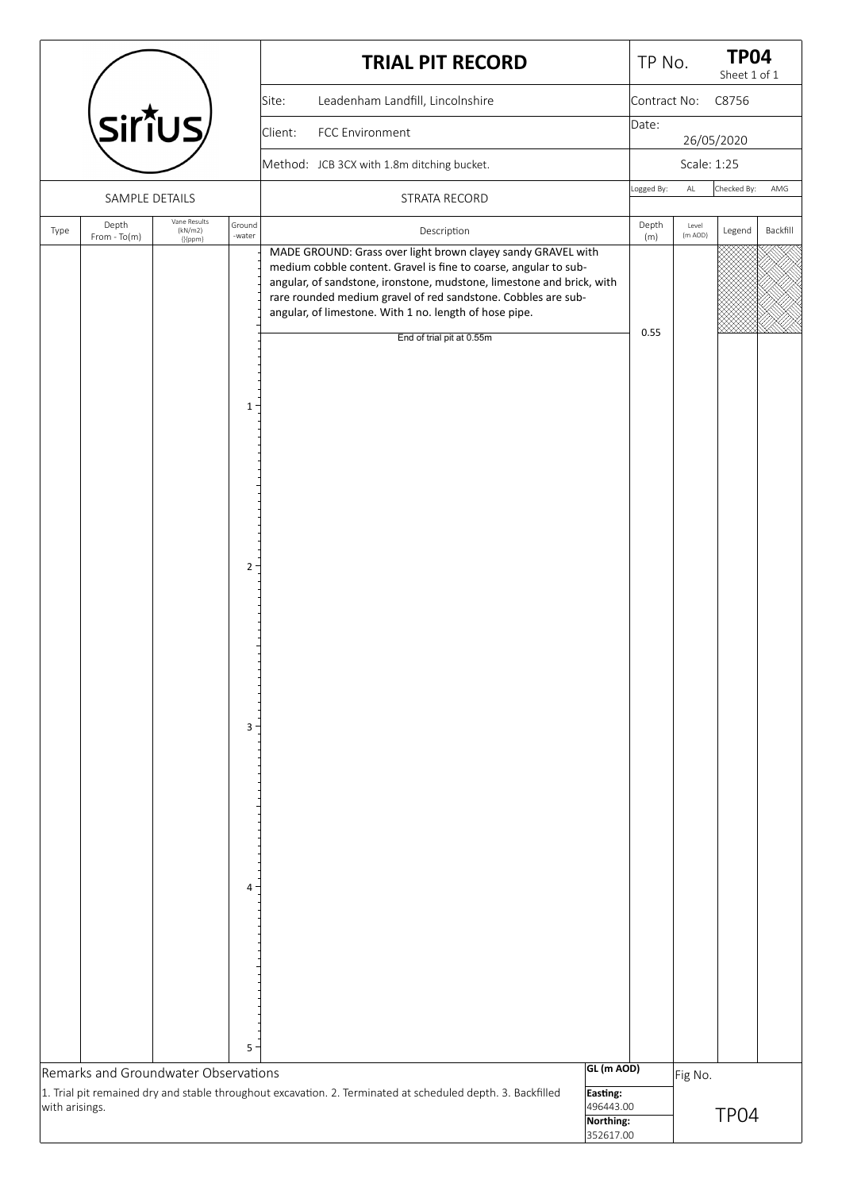# TRIAL PIT RECORD

| | |
|---|---|
| TP No. | **TP04** Sheet 1 of 1 |
| Site: | Leadenham Landfill, Lincolnshire |
| Contract No: | C8756 |
| Client: | FCC Environment |
| Date: | 26/05/2020 |
| Method: | JCB 3CX with 1.8m ditching bucket. |
| Scale: | 1:25 |
| Logged By: | AL |
| Checked By: | AMG |

## SAMPLE DETAILS / STRATA RECORD

| Type | Depth From - To(m) | Vane Results (kN/m2) (ppm) | Ground-water | Description | Depth (m) | Level (m AOD) | Legend | Backfill |
|---|---|---|---|---|---|---|---|---|
| | | | | MADE GROUND: Grass over light brown clayey sandy GRAVEL with medium cobble content. Gravel is fine to coarse, angular to sub-angular, of sandstone, ironstone, mudstone, limestone and brick, with rare rounded medium gravel of red sandstone. Cobbles are sub-angular, of limestone. With 1 no. length of hose pipe. | 0.55 | | | |
| | | | | End of trial pit at 0.55m | | | | |

## Remarks and Groundwater Observations

1. Trial pit remained dry and stable throughout excavation. 2. Terminated at scheduled depth. 3. Backfilled with arisings.

**GL (m AOD)**

**Easting:** 496443.00

**Northing:** 352617.00

Fig No. TP04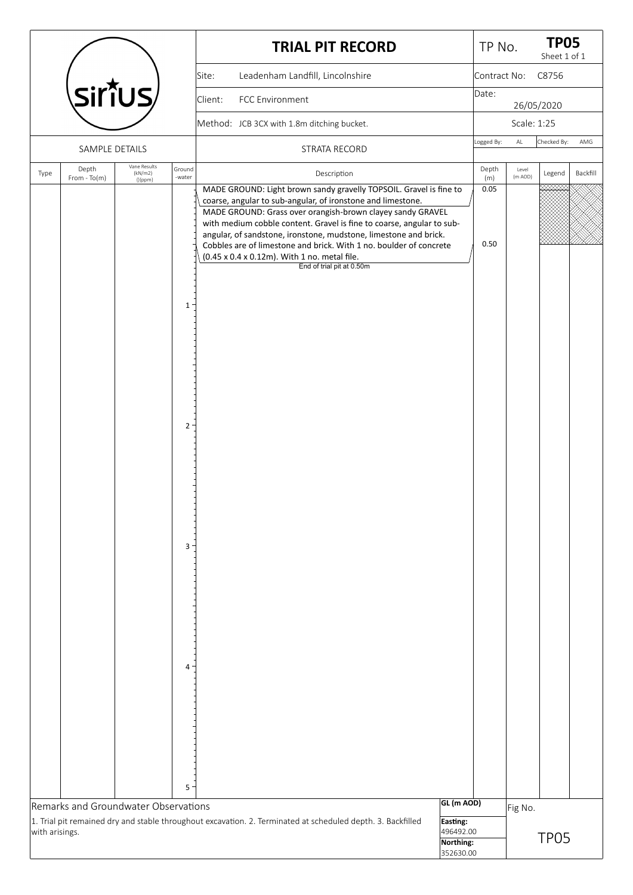# TRIAL PIT RECORD

**TP No.** TP05 (Sheet 1 of 1)

| | | | |
|---|---|---|---|
| Site: | Leadenham Landfill, Lincolnshire | Contract No: | C8756 |
| Client: | FCC Environment | Date: | 26/05/2020 |
| Method: | JCB 3CX with 1.8m ditching bucket. | Scale: | 1:25 |
| | | Logged By: AL | Checked By: AMG |

SAMPLE DETAILS / STRATA RECORD

| Type | Depth From - To(m) | Vane Results (kN/m2) (ppm) | Ground-water | Description | Depth (m) | Level (m AOD) | Legend | Backfill |
|---|---|---|---|---|---|---|---|---|
| | | | | MADE GROUND: Light brown sandy gravelly TOPSOIL. Gravel is fine to coarse, angular to sub-angular, of ironstone and limestone. | 0.05 | | | |
| | | | | MADE GROUND: Grass over orangish-brown clayey sandy GRAVEL with medium cobble content. Gravel is fine to coarse, angular to sub-angular, of sandstone, ironstone, mudstone, limestone and brick. Cobbles are of limestone and brick. With 1 no. boulder of concrete (0.45 x 0.4 x 0.12m). With 1 no. metal file. | 0.50 | | | |
| | | | | End of trial pit at 0.50m | | | | |

**Remarks and Groundwater Observations**

1. Trial pit remained dry and stable throughout excavation. 2. Terminated at scheduled depth. 3. Backfilled with arisings.

**GL (m AOD)**

**Easting:** 496492.00

**Northing:** 352630.00

**Fig No.** TP05